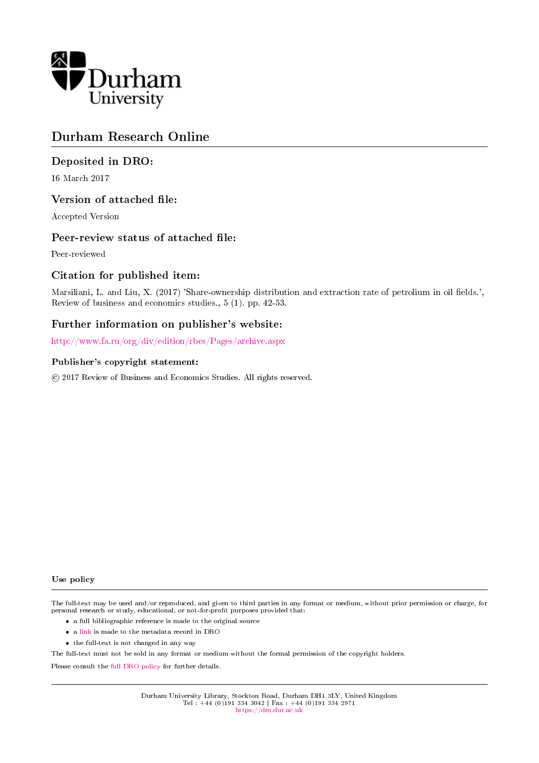Durham University

# Durham Research Online

## Deposited in DRO:

16 March 2017

## Version of attached file:

Accepted Version

## Peer-review status of attached file:

Peer-reviewed

## Citation for published item:

Marsiliani, L. and Liu, X. (2017) 'Share-ownership distribution and extraction rate of petrolium in oil fields.', Review of business and economics studies., 5 (1). pp. 42-53.

## Further information on publisher's website:

http://www.fa.ru/org/div/edition/rbes/Pages/archive.aspx

### Publisher's copyright statement:

© 2017 Review of Business and Economics Studies. All rights reserved.

### Use policy

The full-text may be used and/or reproduced, and given to third parties in any format or medium, without prior permission or charge, for personal research or study, educational, or not-for-profit purposes provided that:

- a full bibliographic reference is made to the original source
- a link is made to the metadata record in DRO
- the full-text is not changed in any way

The full-text must not be sold in any format or medium without the formal permission of the copyright holders.

Please consult the full DRO policy for further details.

Durham University Library, Stockton Road, Durham DH1 3LY, United Kingdom
Tel : +44 (0)191 334 3042 | Fax : +44 (0)191 334 2971
https://dro.dur.ac.uk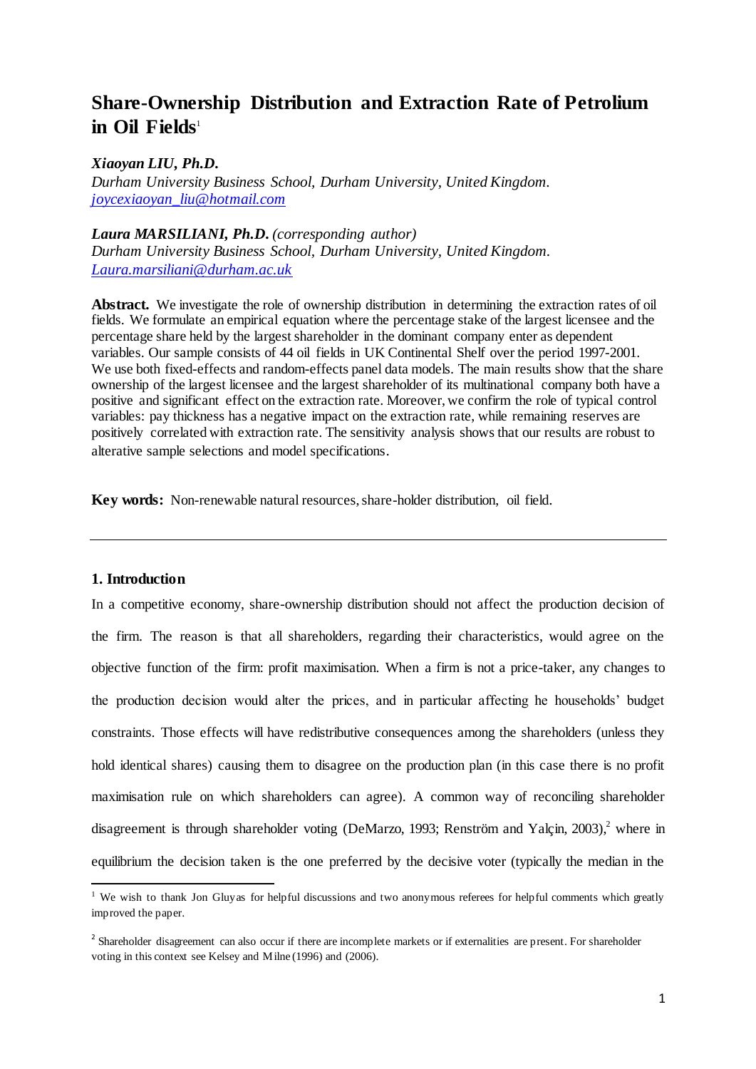# Share-Ownership Distribution and Extraction Rate of Petrolium in Oil Fields[1]

***Xiaoyan LIU, Ph.D.***
*Durham University Business School, Durham University, United Kingdom.*
*joycexiaoyan_liu@hotmail.com*

***Laura MARSILIANI, Ph.D.*** *(corresponding author)*
*Durham University Business School, Durham University, United Kingdom.*
*Laura.marsiliani@durham.ac.uk*

**Abstract.** We investigate the role of ownership distribution in determining the extraction rates of oil fields. We formulate an empirical equation where the percentage stake of the largest licensee and the percentage share held by the largest shareholder in the dominant company enter as dependent variables. Our sample consists of 44 oil fields in UK Continental Shelf over the period 1997-2001. We use both fixed-effects and random-effects panel data models. The main results show that the share ownership of the largest licensee and the largest shareholder of its multinational company both have a positive and significant effect on the extraction rate. Moreover, we confirm the role of typical control variables: pay thickness has a negative impact on the extraction rate, while remaining reserves are positively correlated with extraction rate. The sensitivity analysis shows that our results are robust to alterative sample selections and model specifications.

**Key words:** Non-renewable natural resources, share-holder distribution, oil field.

---

## 1. Introduction

In a competitive economy, share-ownership distribution should not affect the production decision of the firm. The reason is that all shareholders, regarding their characteristics, would agree on the objective function of the firm: profit maximisation. When a firm is not a price-taker, any changes to the production decision would alter the prices, and in particular affecting he households' budget constraints. Those effects will have redistributive consequences among the shareholders (unless they hold identical shares) causing them to disagree on the production plan (in this case there is no profit maximisation rule on which shareholders can agree). A common way of reconciling shareholder disagreement is through shareholder voting (DeMarzo, 1993; Renström and Yalçin, 2003),[2] where in equilibrium the decision taken is the one preferred by the decisive voter (typically the median in the

---

[1] We wish to thank Jon Gluyas for helpful discussions and two anonymous referees for helpful comments which greatly improved the paper.

[2] Shareholder disagreement can also occur if there are incomplete markets or if externalities are present. For shareholder voting in this context see Kelsey and Milne (1996) and (2006).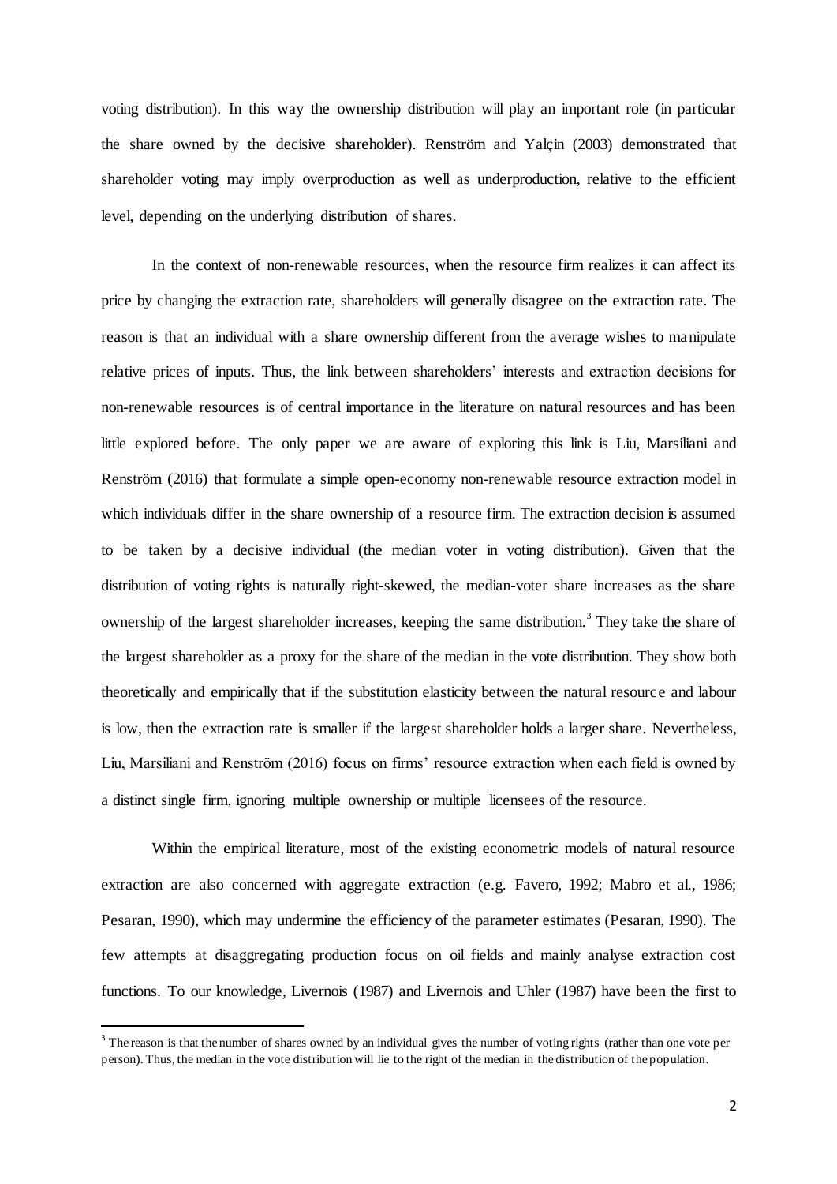voting distribution). In this way the ownership distribution will play an important role (in particular the share owned by the decisive shareholder). Renström and Yalçin (2003) demonstrated that shareholder voting may imply overproduction as well as underproduction, relative to the efficient level, depending on the underlying distribution of shares.

In the context of non-renewable resources, when the resource firm realizes it can affect its price by changing the extraction rate, shareholders will generally disagree on the extraction rate. The reason is that an individual with a share ownership different from the average wishes to manipulate relative prices of inputs. Thus, the link between shareholders' interests and extraction decisions for non-renewable resources is of central importance in the literature on natural resources and has been little explored before. The only paper we are aware of exploring this link is Liu, Marsiliani and Renström (2016) that formulate a simple open-economy non-renewable resource extraction model in which individuals differ in the share ownership of a resource firm. The extraction decision is assumed to be taken by a decisive individual (the median voter in voting distribution). Given that the distribution of voting rights is naturally right-skewed, the median-voter share increases as the share ownership of the largest shareholder increases, keeping the same distribution.[3] They take the share of the largest shareholder as a proxy for the share of the median in the vote distribution. They show both theoretically and empirically that if the substitution elasticity between the natural resource and labour is low, then the extraction rate is smaller if the largest shareholder holds a larger share. Nevertheless, Liu, Marsiliani and Renström (2016) focus on firms' resource extraction when each field is owned by a distinct single firm, ignoring multiple ownership or multiple licensees of the resource.

Within the empirical literature, most of the existing econometric models of natural resource extraction are also concerned with aggregate extraction (e.g. Favero, 1992; Mabro et al., 1986; Pesaran, 1990), which may undermine the efficiency of the parameter estimates (Pesaran, 1990). The few attempts at disaggregating production focus on oil fields and mainly analyse extraction cost functions. To our knowledge, Livernois (1987) and Livernois and Uhler (1987) have been the first to

[3] The reason is that the number of shares owned by an individual gives the number of voting rights (rather than one vote per person). Thus, the median in the vote distribution will lie to the right of the median in the distribution of the population.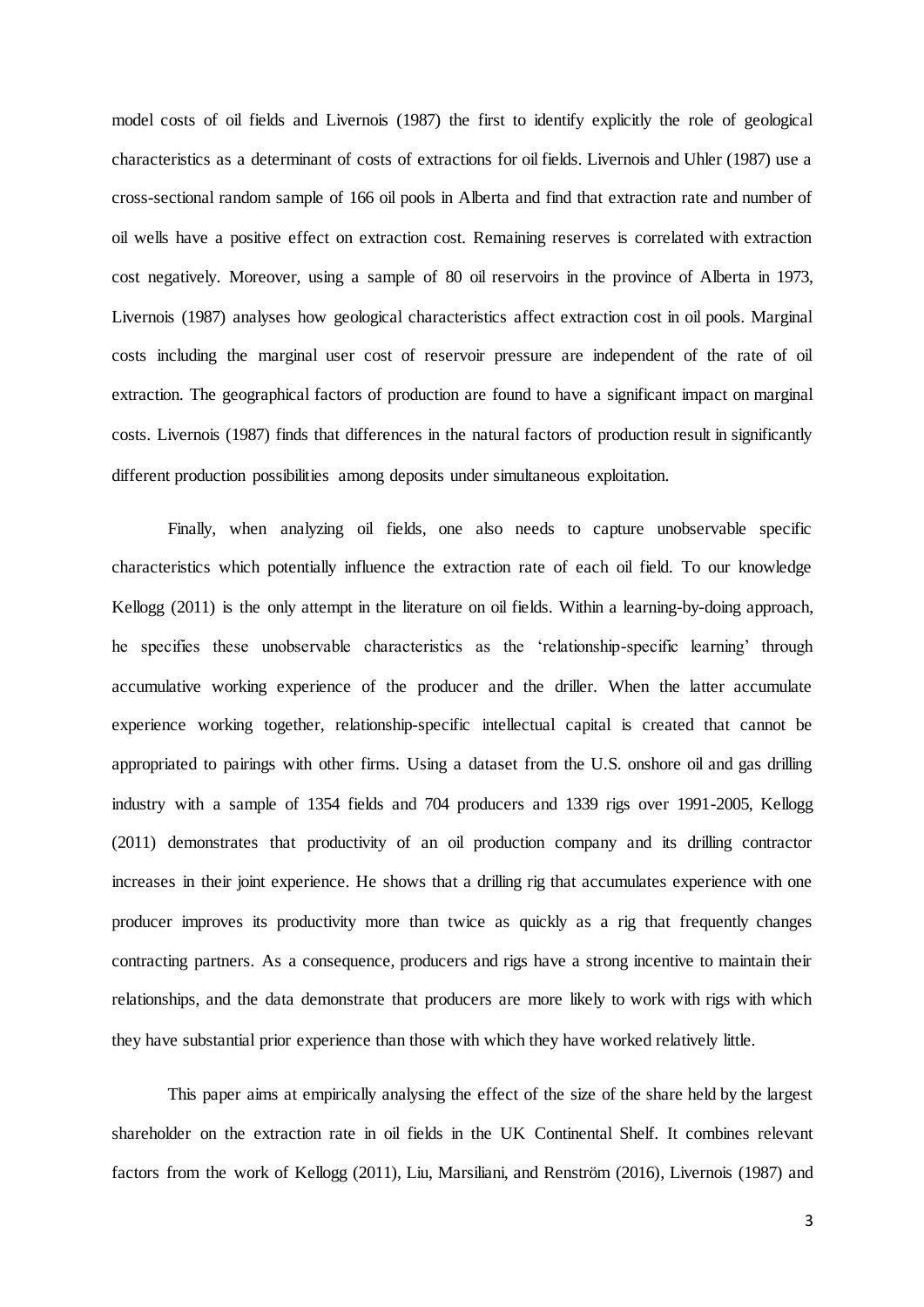model costs of oil fields and Livernois (1987) the first to identify explicitly the role of geological characteristics as a determinant of costs of extractions for oil fields. Livernois and Uhler (1987) use a cross-sectional random sample of 166 oil pools in Alberta and find that extraction rate and number of oil wells have a positive effect on extraction cost. Remaining reserves is correlated with extraction cost negatively. Moreover, using a sample of 80 oil reservoirs in the province of Alberta in 1973, Livernois (1987) analyses how geological characteristics affect extraction cost in oil pools. Marginal costs including the marginal user cost of reservoir pressure are independent of the rate of oil extraction. The geographical factors of production are found to have a significant impact on marginal costs. Livernois (1987) finds that differences in the natural factors of production result in significantly different production possibilities among deposits under simultaneous exploitation.

Finally, when analyzing oil fields, one also needs to capture unobservable specific characteristics which potentially influence the extraction rate of each oil field. To our knowledge Kellogg (2011) is the only attempt in the literature on oil fields. Within a learning-by-doing approach, he specifies these unobservable characteristics as the 'relationship-specific learning' through accumulative working experience of the producer and the driller. When the latter accumulate experience working together, relationship-specific intellectual capital is created that cannot be appropriated to pairings with other firms. Using a dataset from the U.S. onshore oil and gas drilling industry with a sample of 1354 fields and 704 producers and 1339 rigs over 1991-2005, Kellogg (2011) demonstrates that productivity of an oil production company and its drilling contractor increases in their joint experience. He shows that a drilling rig that accumulates experience with one producer improves its productivity more than twice as quickly as a rig that frequently changes contracting partners. As a consequence, producers and rigs have a strong incentive to maintain their relationships, and the data demonstrate that producers are more likely to work with rigs with which they have substantial prior experience than those with which they have worked relatively little.

This paper aims at empirically analysing the effect of the size of the share held by the largest shareholder on the extraction rate in oil fields in the UK Continental Shelf. It combines relevant factors from the work of Kellogg (2011), Liu, Marsiliani, and Renström (2016), Livernois (1987) and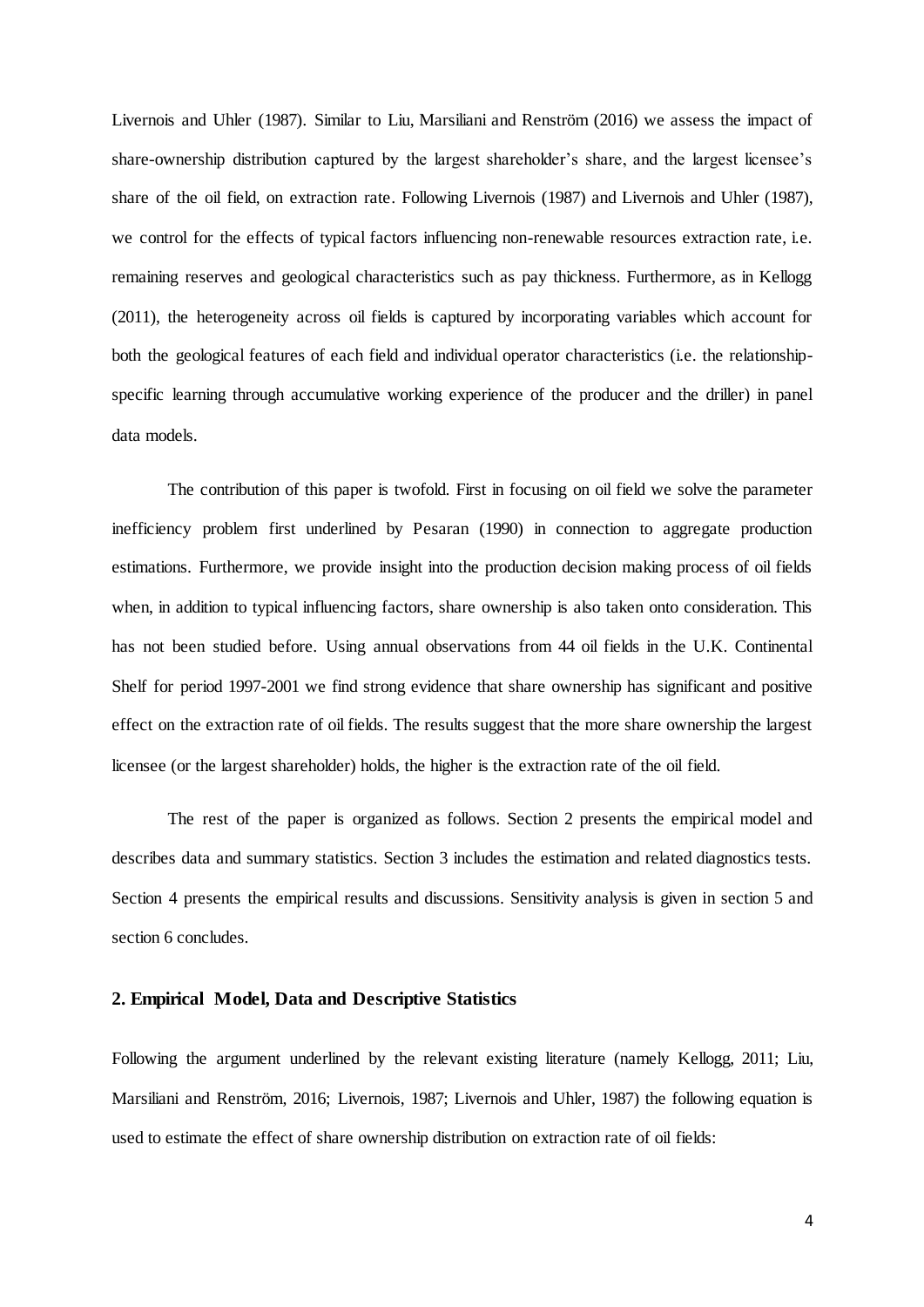Livernois and Uhler (1987). Similar to Liu, Marsiliani and Renström (2016) we assess the impact of share-ownership distribution captured by the largest shareholder's share, and the largest licensee's share of the oil field, on extraction rate. Following Livernois (1987) and Livernois and Uhler (1987), we control for the effects of typical factors influencing non-renewable resources extraction rate, i.e. remaining reserves and geological characteristics such as pay thickness. Furthermore, as in Kellogg (2011), the heterogeneity across oil fields is captured by incorporating variables which account for both the geological features of each field and individual operator characteristics (i.e. the relationship-specific learning through accumulative working experience of the producer and the driller) in panel data models.

The contribution of this paper is twofold. First in focusing on oil field we solve the parameter inefficiency problem first underlined by Pesaran (1990) in connection to aggregate production estimations. Furthermore, we provide insight into the production decision making process of oil fields when, in addition to typical influencing factors, share ownership is also taken onto consideration. This has not been studied before. Using annual observations from 44 oil fields in the U.K. Continental Shelf for period 1997-2001 we find strong evidence that share ownership has significant and positive effect on the extraction rate of oil fields. The results suggest that the more share ownership the largest licensee (or the largest shareholder) holds, the higher is the extraction rate of the oil field.

The rest of the paper is organized as follows. Section 2 presents the empirical model and describes data and summary statistics. Section 3 includes the estimation and related diagnostics tests. Section 4 presents the empirical results and discussions. Sensitivity analysis is given in section 5 and section 6 concludes.

## 2. Empirical Model, Data and Descriptive Statistics

Following the argument underlined by the relevant existing literature (namely Kellogg, 2011; Liu, Marsiliani and Renström, 2016; Livernois, 1987; Livernois and Uhler, 1987) the following equation is used to estimate the effect of share ownership distribution on extraction rate of oil fields: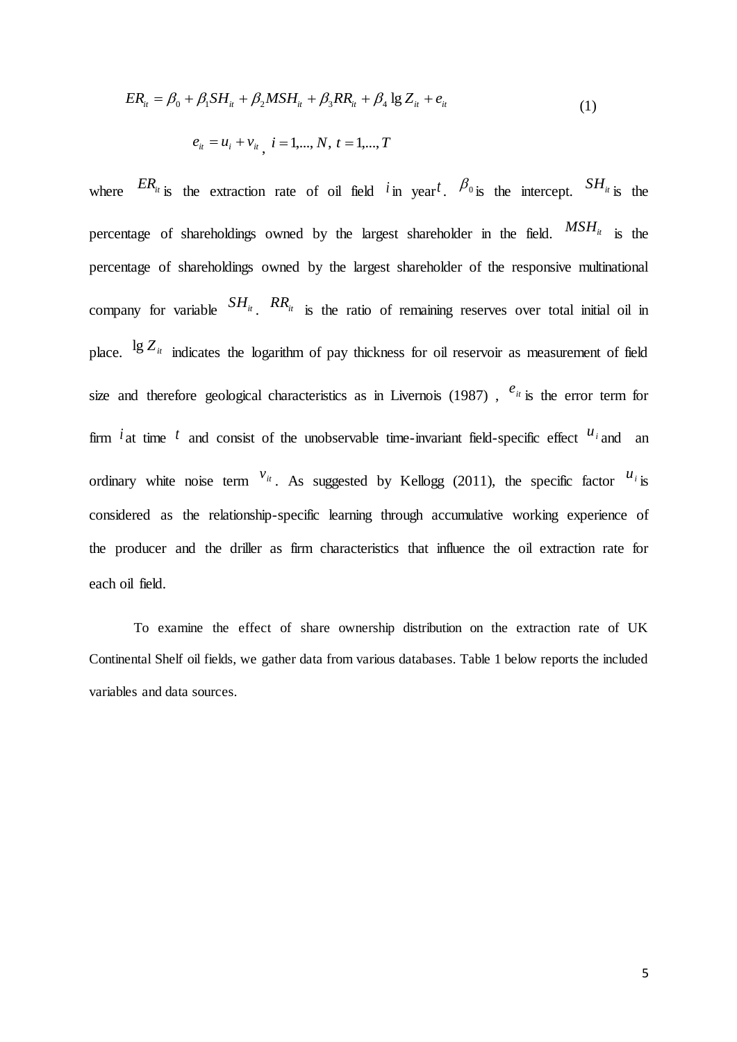$$ER_{it} = \beta_0 + \beta_1 SH_{it} + \beta_2 MSH_{it} + \beta_3 RR_{it} + \beta_4 \lg Z_{it} + e_{it} \tag{1}$$

$$e_{it} = u_i + v_{it}, \; i = 1,..., N, \; t = 1,..., T$$

where $ER_{it}$ is the extraction rate of oil field $i$ in year $t$. $\beta_0$ is the intercept. $SH_{it}$ is the percentage of shareholdings owned by the largest shareholder in the field. $MSH_{it}$ is the percentage of shareholdings owned by the largest shareholder of the responsive multinational company for variable $SH_{it}$. $RR_{it}$ is the ratio of remaining reserves over total initial oil in place. $\lg Z_{it}$ indicates the logarithm of pay thickness for oil reservoir as measurement of field size and therefore geological characteristics as in Livernois (1987) , $e_{it}$ is the error term for firm $i$ at time $t$ and consist of the unobservable time-invariant field-specific effect $u_i$ and an ordinary white noise term $v_{it}$. As suggested by Kellogg (2011), the specific factor $u_i$ is considered as the relationship-specific learning through accumulative working experience of the producer and the driller as firm characteristics that influence the oil extraction rate for each oil field.

To examine the effect of share ownership distribution on the extraction rate of UK Continental Shelf oil fields, we gather data from various databases. Table 1 below reports the included variables and data sources.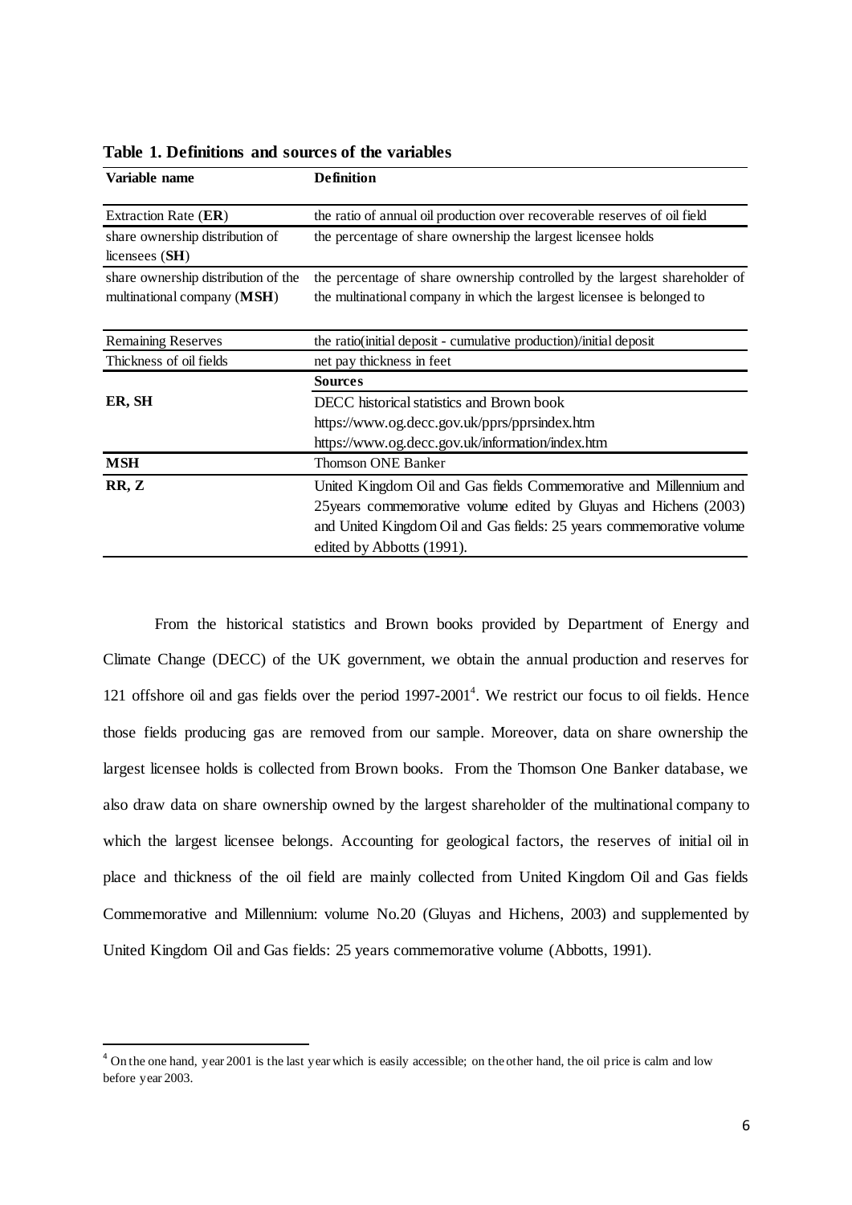**Table 1. Definitions and sources of the variables**

| Variable name | Definition |
|---|---|
| Extraction Rate (**ER**) | the ratio of annual oil production over recoverable reserves of oil field |
| share ownership distribution of licensees (**SH**) | the percentage of share ownership the largest licensee holds |
| share ownership distribution of the multinational company (**MSH**) | the percentage of share ownership controlled by the largest shareholder of the multinational company in which the largest licensee is belonged to |
| Remaining Reserves | the ratio(initial deposit - cumulative production)/initial deposit |
| Thickness of oil fields | net pay thickness in feet |
| | **Sources** |
| **ER, SH** | DECC historical statistics and Brown book https://www.og.decc.gov.uk/pprs/pprsindex.htm https://www.og.decc.gov.uk/information/index.htm |
| **MSH** | Thomson ONE Banker |
| **RR, Z** | United Kingdom Oil and Gas fields Commemorative and Millennium and 25years commemorative volume edited by Gluyas and Hichens (2003) and United Kingdom Oil and Gas fields: 25 years commemorative volume edited by Abbotts (1991). |

From the historical statistics and Brown books provided by Department of Energy and Climate Change (DECC) of the UK government, we obtain the annual production and reserves for 121 offshore oil and gas fields over the period 1997-2001[4]. We restrict our focus to oil fields. Hence those fields producing gas are removed from our sample. Moreover, data on share ownership the largest licensee holds is collected from Brown books. From the Thomson One Banker database, we also draw data on share ownership owned by the largest shareholder of the multinational company to which the largest licensee belongs. Accounting for geological factors, the reserves of initial oil in place and thickness of the oil field are mainly collected from United Kingdom Oil and Gas fields Commemorative and Millennium: volume No.20 (Gluyas and Hichens, 2003) and supplemented by United Kingdom Oil and Gas fields: 25 years commemorative volume (Abbotts, 1991).

[4] On the one hand, year 2001 is the last year which is easily accessible; on the other hand, the oil price is calm and low before year 2003.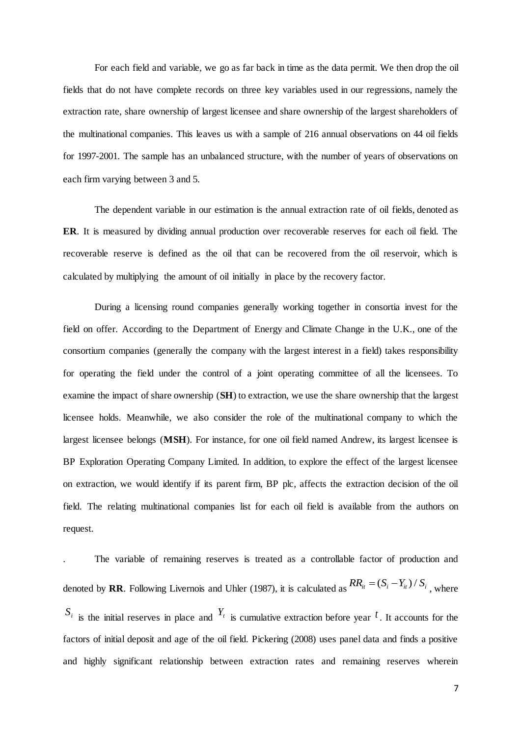For each field and variable, we go as far back in time as the data permit. We then drop the oil fields that do not have complete records on three key variables used in our regressions, namely the extraction rate, share ownership of largest licensee and share ownership of the largest shareholders of the multinational companies. This leaves us with a sample of 216 annual observations on 44 oil fields for 1997-2001. The sample has an unbalanced structure, with the number of years of observations on each firm varying between 3 and 5.

The dependent variable in our estimation is the annual extraction rate of oil fields, denoted as **ER**. It is measured by dividing annual production over recoverable reserves for each oil field. The recoverable reserve is defined as the oil that can be recovered from the oil reservoir, which is calculated by multiplying the amount of oil initially in place by the recovery factor.

During a licensing round companies generally working together in consortia invest for the field on offer. According to the Department of Energy and Climate Change in the U.K., one of the consortium companies (generally the company with the largest interest in a field) takes responsibility for operating the field under the control of a joint operating committee of all the licensees. To examine the impact of share ownership (**SH**) to extraction, we use the share ownership that the largest licensee holds. Meanwhile, we also consider the role of the multinational company to which the largest licensee belongs (**MSH**). For instance, for one oil field named Andrew, its largest licensee is BP Exploration Operating Company Limited. In addition, to explore the effect of the largest licensee on extraction, we would identify if its parent firm, BP plc, affects the extraction decision of the oil field. The relating multinational companies list for each oil field is available from the authors on request.

. The variable of remaining reserves is treated as a controllable factor of production and denoted by **RR**. Following Livernois and Uhler (1987), it is calculated as $RR_{it} = (S_i - Y_{it}) / S_i$, where $S_i$ is the initial reserves in place and $Y_t$ is cumulative extraction before year $t$. It accounts for the factors of initial deposit and age of the oil field. Pickering (2008) uses panel data and finds a positive and highly significant relationship between extraction rates and remaining reserves wherein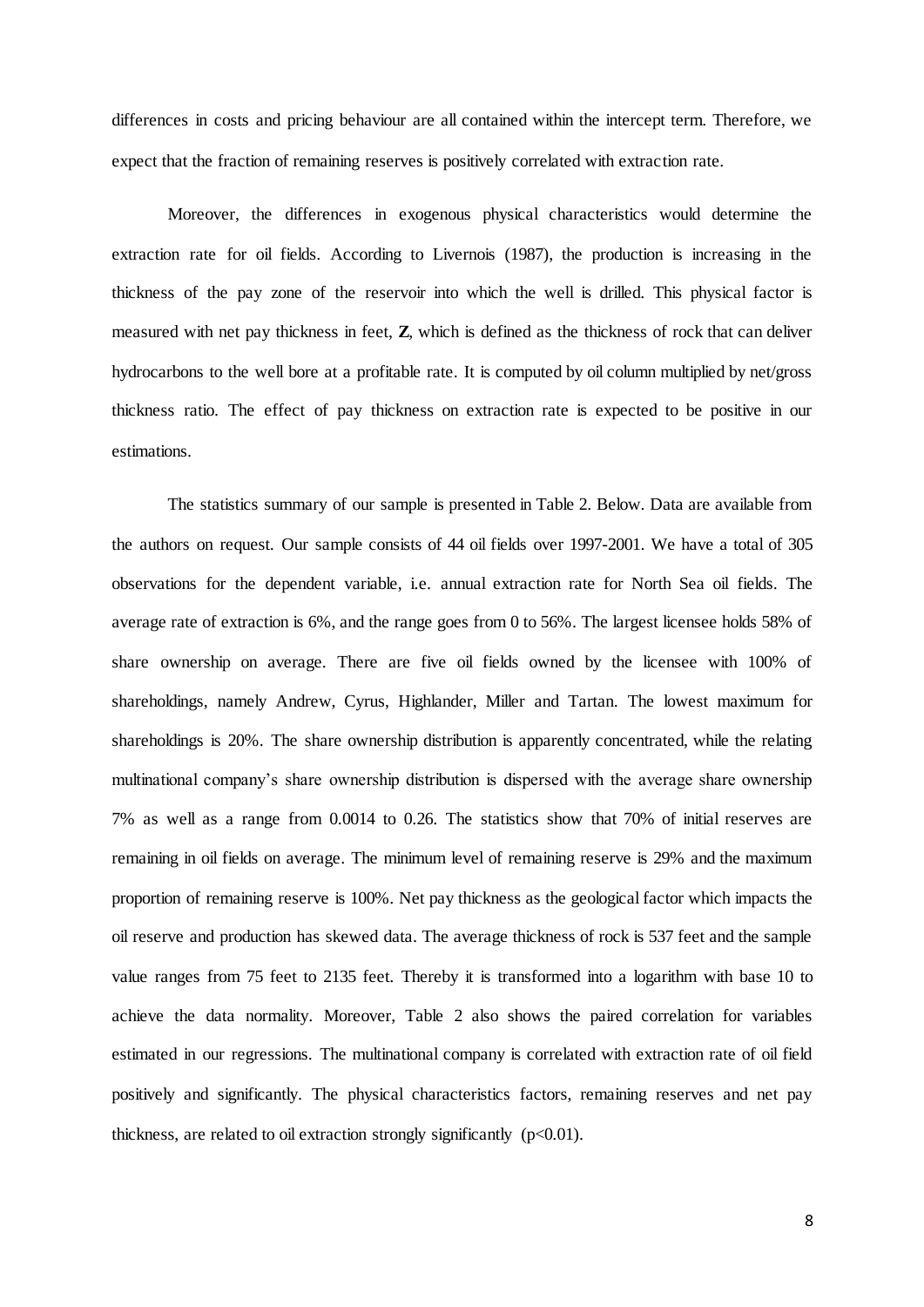differences in costs and pricing behaviour are all contained within the intercept term. Therefore, we expect that the fraction of remaining reserves is positively correlated with extraction rate.

Moreover, the differences in exogenous physical characteristics would determine the extraction rate for oil fields. According to Livernois (1987), the production is increasing in the thickness of the pay zone of the reservoir into which the well is drilled. This physical factor is measured with net pay thickness in feet, **Z**, which is defined as the thickness of rock that can deliver hydrocarbons to the well bore at a profitable rate. It is computed by oil column multiplied by net/gross thickness ratio. The effect of pay thickness on extraction rate is expected to be positive in our estimations.

The statistics summary of our sample is presented in Table 2. Below. Data are available from the authors on request. Our sample consists of 44 oil fields over 1997-2001. We have a total of 305 observations for the dependent variable, i.e. annual extraction rate for North Sea oil fields. The average rate of extraction is 6%, and the range goes from 0 to 56%. The largest licensee holds 58% of share ownership on average. There are five oil fields owned by the licensee with 100% of shareholdings, namely Andrew, Cyrus, Highlander, Miller and Tartan. The lowest maximum for shareholdings is 20%. The share ownership distribution is apparently concentrated, while the relating multinational company's share ownership distribution is dispersed with the average share ownership 7% as well as a range from 0.0014 to 0.26. The statistics show that 70% of initial reserves are remaining in oil fields on average. The minimum level of remaining reserve is 29% and the maximum proportion of remaining reserve is 100%. Net pay thickness as the geological factor which impacts the oil reserve and production has skewed data. The average thickness of rock is 537 feet and the sample value ranges from 75 feet to 2135 feet. Thereby it is transformed into a logarithm with base 10 to achieve the data normality. Moreover, Table 2 also shows the paired correlation for variables estimated in our regressions. The multinational company is correlated with extraction rate of oil field positively and significantly. The physical characteristics factors, remaining reserves and net pay thickness, are related to oil extraction strongly significantly ($p<0.01$).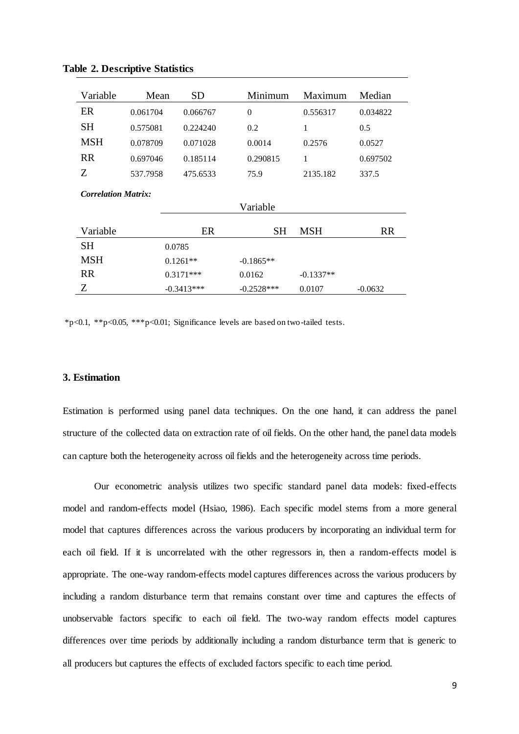**Table 2. Descriptive Statistics**

| Variable | Mean | SD | Minimum | Maximum | Median |
|---|---|---|---|---|---|
| ER | 0.061704 | 0.066767 | 0 | 0.556317 | 0.034822 |
| SH | 0.575081 | 0.224240 | 0.2 | 1 | 0.5 |
| MSH | 0.078709 | 0.071028 | 0.0014 | 0.2576 | 0.0527 |
| RR | 0.697046 | 0.185114 | 0.290815 | 1 | 0.697502 |
| Z | 537.7958 | 475.6533 | 75.9 | 2135.182 | 337.5 |

***Correlation Matrix:***

| | Variable | | | |
|---|---|---|---|---|
| Variable | ER | SH | MSH | RR |
| SH | 0.0785 | | | |
| MSH | 0.1261** | -0.1865** | | |
| RR | 0.3171*** | 0.0162 | -0.1337** | |
| Z | -0.3413*** | -0.2528*** | 0.0107 | -0.0632 |

*p<0.1, **p<0.05, ***p<0.01; Significance levels are based on two-tailed tests.

## 3. Estimation

Estimation is performed using panel data techniques. On the one hand, it can address the panel structure of the collected data on extraction rate of oil fields. On the other hand, the panel data models can capture both the heterogeneity across oil fields and the heterogeneity across time periods.

Our econometric analysis utilizes two specific standard panel data models: fixed-effects model and random-effects model (Hsiao, 1986). Each specific model stems from a more general model that captures differences across the various producers by incorporating an individual term for each oil field. If it is uncorrelated with the other regressors in, then a random-effects model is appropriate. The one-way random-effects model captures differences across the various producers by including a random disturbance term that remains constant over time and captures the effects of unobservable factors specific to each oil field. The two-way random effects model captures differences over time periods by additionally including a random disturbance term that is generic to all producers but captures the effects of excluded factors specific to each time period.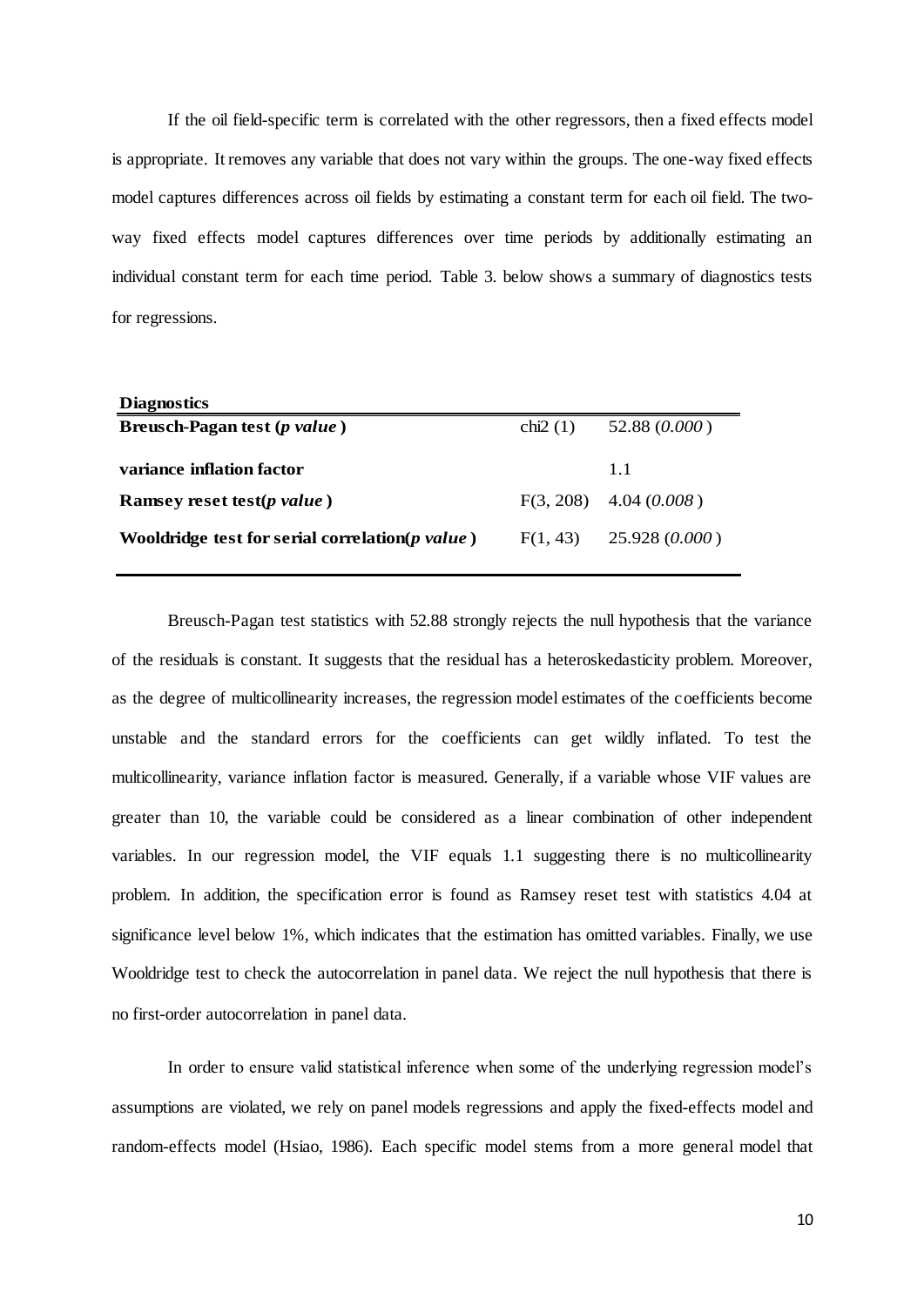If the oil field-specific term is correlated with the other regressors, then a fixed effects model is appropriate. It removes any variable that does not vary within the groups. The one-way fixed effects model captures differences across oil fields by estimating a constant term for each oil field. The two-way fixed effects model captures differences over time periods by additionally estimating an individual constant term for each time period. Table 3. below shows a summary of diagnostics tests for regressions.

| **Diagnostics** | | |
|---|---|---|
| **Breusch-Pagan test (*p value*)** | chi2 (1) | 52.88 (*0.000*) |
| **variance inflation factor** | | 1.1 |
| **Ramsey reset test(*p value*)** | F(3, 208) | 4.04 (*0.008*) |
| **Wooldridge test for serial correlation(*p value*)** | F(1, 43) | 25.928 (*0.000*) |

Breusch-Pagan test statistics with 52.88 strongly rejects the null hypothesis that the variance of the residuals is constant. It suggests that the residual has a heteroskedasticity problem. Moreover, as the degree of multicollinearity increases, the regression model estimates of the coefficients become unstable and the standard errors for the coefficients can get wildly inflated. To test the multicollinearity, variance inflation factor is measured. Generally, if a variable whose VIF values are greater than 10, the variable could be considered as a linear combination of other independent variables. In our regression model, the VIF equals 1.1 suggesting there is no multicollinearity problem. In addition, the specification error is found as Ramsey reset test with statistics 4.04 at significance level below 1%, which indicates that the estimation has omitted variables. Finally, we use Wooldridge test to check the autocorrelation in panel data. We reject the null hypothesis that there is no first-order autocorrelation in panel data.

In order to ensure valid statistical inference when some of the underlying regression model's assumptions are violated, we rely on panel models regressions and apply the fixed-effects model and random-effects model (Hsiao, 1986). Each specific model stems from a more general model that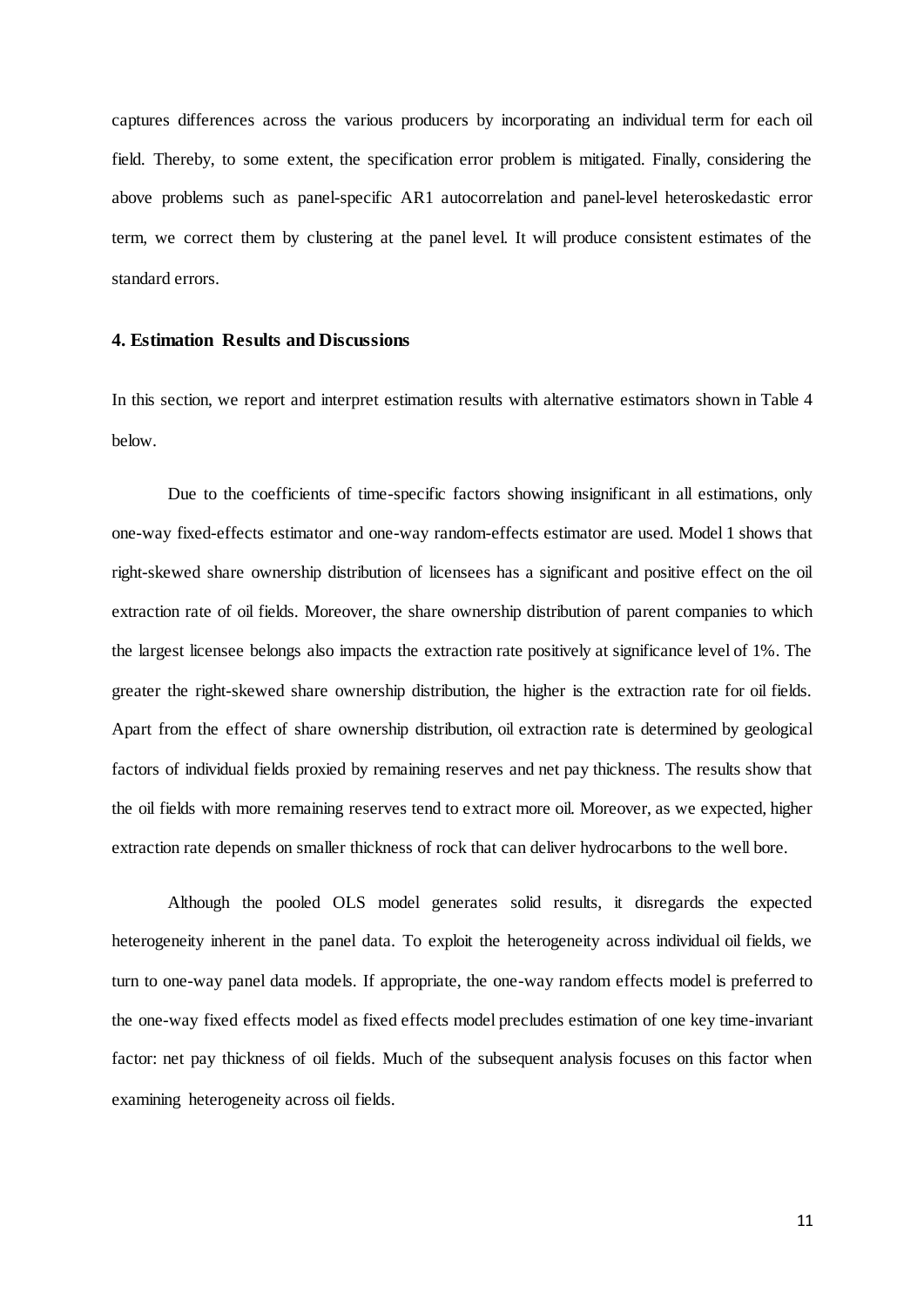captures differences across the various producers by incorporating an individual term for each oil field. Thereby, to some extent, the specification error problem is mitigated. Finally, considering the above problems such as panel-specific AR1 autocorrelation and panel-level heteroskedastic error term, we correct them by clustering at the panel level. It will produce consistent estimates of the standard errors.

## 4. Estimation Results and Discussions

In this section, we report and interpret estimation results with alternative estimators shown in Table 4 below.

Due to the coefficients of time-specific factors showing insignificant in all estimations, only one-way fixed-effects estimator and one-way random-effects estimator are used. Model 1 shows that right-skewed share ownership distribution of licensees has a significant and positive effect on the oil extraction rate of oil fields. Moreover, the share ownership distribution of parent companies to which the largest licensee belongs also impacts the extraction rate positively at significance level of 1%. The greater the right-skewed share ownership distribution, the higher is the extraction rate for oil fields. Apart from the effect of share ownership distribution, oil extraction rate is determined by geological factors of individual fields proxied by remaining reserves and net pay thickness. The results show that the oil fields with more remaining reserves tend to extract more oil. Moreover, as we expected, higher extraction rate depends on smaller thickness of rock that can deliver hydrocarbons to the well bore.

Although the pooled OLS model generates solid results, it disregards the expected heterogeneity inherent in the panel data. To exploit the heterogeneity across individual oil fields, we turn to one-way panel data models. If appropriate, the one-way random effects model is preferred to the one-way fixed effects model as fixed effects model precludes estimation of one key time-invariant factor: net pay thickness of oil fields. Much of the subsequent analysis focuses on this factor when examining heterogeneity across oil fields.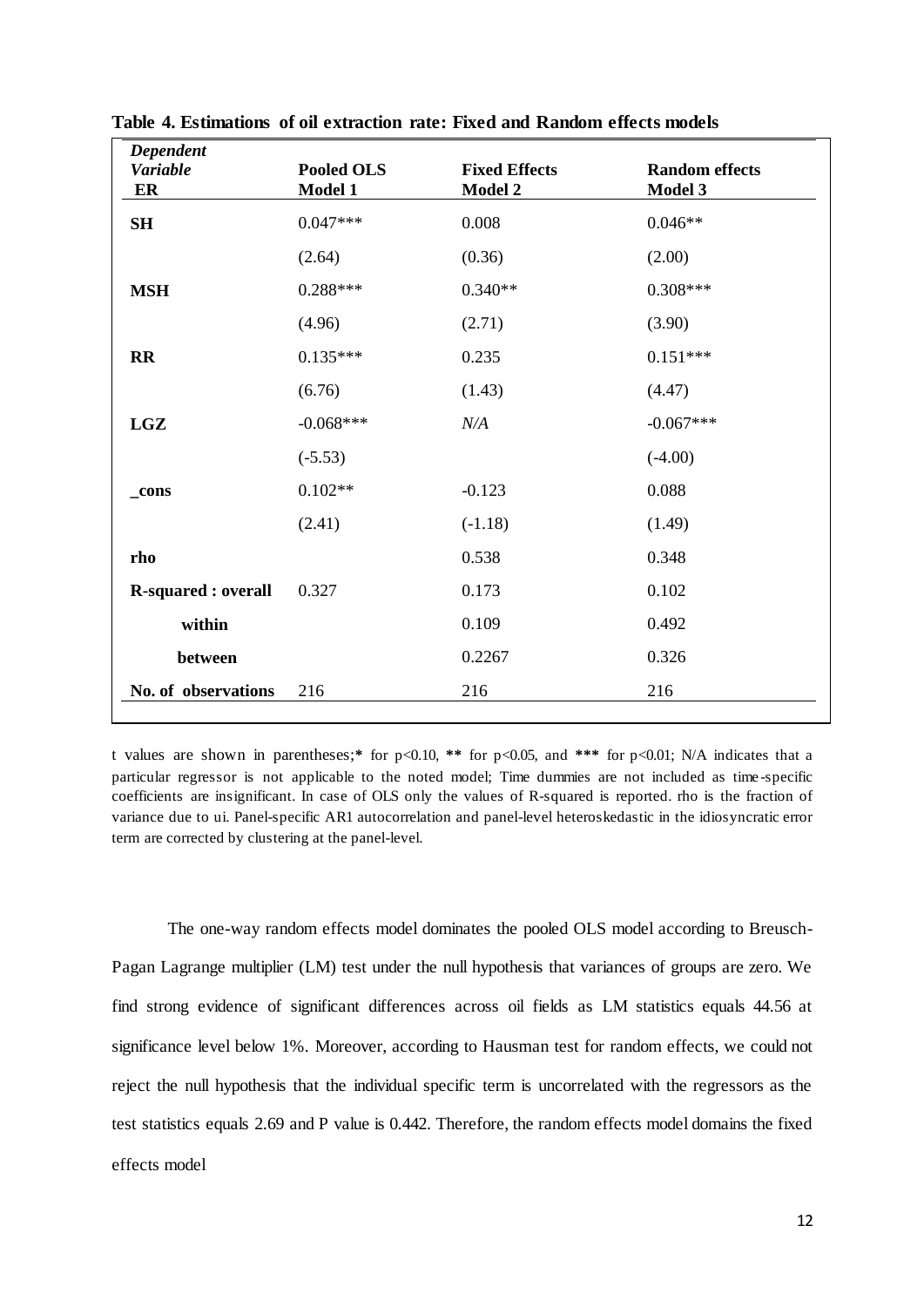**Table 4. Estimations of oil extraction rate: Fixed and Random effects models**

| *Dependent Variable* ER | Pooled OLS Model 1 | Fixed Effects Model 2 | Random effects Model 3 |
|---|---|---|---|
| **SH** | 0.047*** | 0.008 | 0.046** |
| | (2.64) | (0.36) | (2.00) |
| **MSH** | 0.288*** | 0.340** | 0.308*** |
| | (4.96) | (2.71) | (3.90) |
| **RR** | 0.135*** | 0.235 | 0.151*** |
| | (6.76) | (1.43) | (4.47) |
| **LGZ** | -0.068*** | *N/A* | -0.067*** |
| | (-5.53) | | (-4.00) |
| **_cons** | 0.102** | -0.123 | 0.088 |
| | (2.41) | (-1.18) | (1.49) |
| **rho** | | 0.538 | 0.348 |
| **R-squared : overall** | 0.327 | 0.173 | 0.102 |
| **within** | | 0.109 | 0.492 |
| **between** | | 0.2267 | 0.326 |
| **No. of observations** | 216 | 216 | 216 |

t values are shown in parentheses;* for p<0.10, ** for p<0.05, and *** for p<0.01; N/A indicates that a particular regressor is not applicable to the noted model; Time dummies are not included as time-specific coefficients are insignificant. In case of OLS only the values of R-squared is reported. rho is the fraction of variance due to ui. Panel-specific AR1 autocorrelation and panel-level heteroskedastic in the idiosyncratic error term are corrected by clustering at the panel-level.

The one-way random effects model dominates the pooled OLS model according to Breusch-Pagan Lagrange multiplier (LM) test under the null hypothesis that variances of groups are zero. We find strong evidence of significant differences across oil fields as LM statistics equals 44.56 at significance level below 1%. Moreover, according to Hausman test for random effects, we could not reject the null hypothesis that the individual specific term is uncorrelated with the regressors as the test statistics equals 2.69 and P value is 0.442. Therefore, the random effects model domains the fixed effects model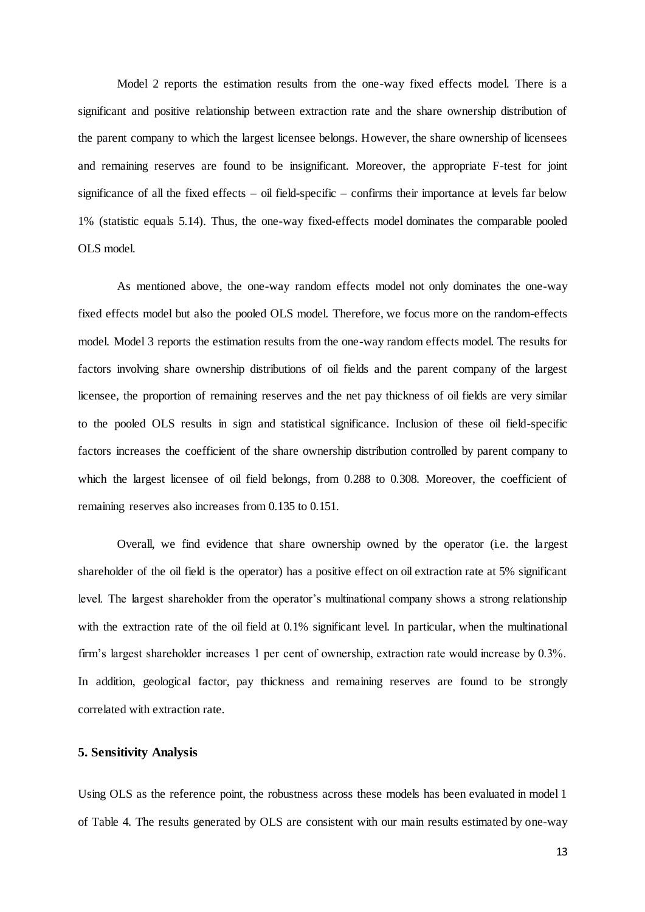Model 2 reports the estimation results from the one-way fixed effects model. There is a significant and positive relationship between extraction rate and the share ownership distribution of the parent company to which the largest licensee belongs. However, the share ownership of licensees and remaining reserves are found to be insignificant. Moreover, the appropriate F-test for joint significance of all the fixed effects – oil field-specific – confirms their importance at levels far below 1% (statistic equals 5.14). Thus, the one-way fixed-effects model dominates the comparable pooled OLS model.

As mentioned above, the one-way random effects model not only dominates the one-way fixed effects model but also the pooled OLS model. Therefore, we focus more on the random-effects model. Model 3 reports the estimation results from the one-way random effects model. The results for factors involving share ownership distributions of oil fields and the parent company of the largest licensee, the proportion of remaining reserves and the net pay thickness of oil fields are very similar to the pooled OLS results in sign and statistical significance. Inclusion of these oil field-specific factors increases the coefficient of the share ownership distribution controlled by parent company to which the largest licensee of oil field belongs, from 0.288 to 0.308. Moreover, the coefficient of remaining reserves also increases from 0.135 to 0.151.

Overall, we find evidence that share ownership owned by the operator (i.e. the largest shareholder of the oil field is the operator) has a positive effect on oil extraction rate at 5% significant level. The largest shareholder from the operator's multinational company shows a strong relationship with the extraction rate of the oil field at 0.1% significant level. In particular, when the multinational firm's largest shareholder increases 1 per cent of ownership, extraction rate would increase by 0.3%. In addition, geological factor, pay thickness and remaining reserves are found to be strongly correlated with extraction rate.

## 5. Sensitivity Analysis

Using OLS as the reference point, the robustness across these models has been evaluated in model 1 of Table 4. The results generated by OLS are consistent with our main results estimated by one-way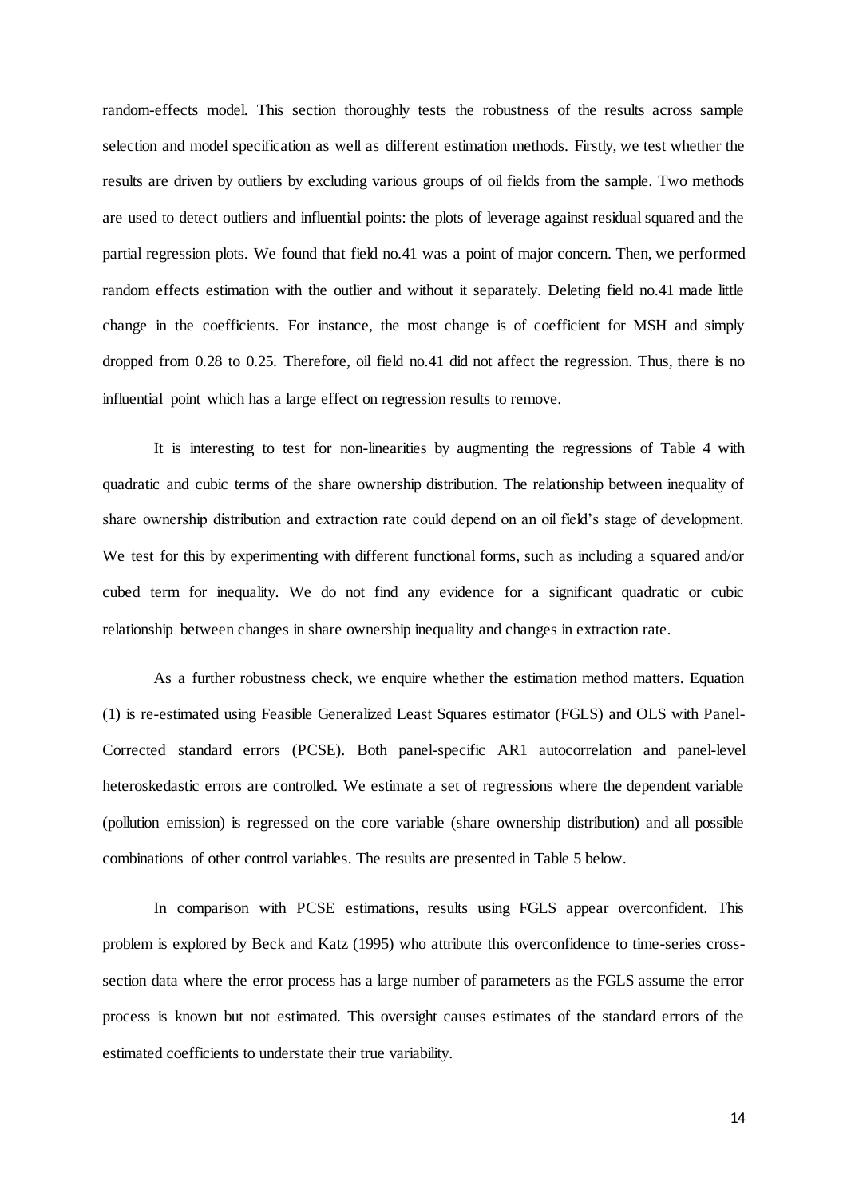random-effects model. This section thoroughly tests the robustness of the results across sample selection and model specification as well as different estimation methods. Firstly, we test whether the results are driven by outliers by excluding various groups of oil fields from the sample. Two methods are used to detect outliers and influential points: the plots of leverage against residual squared and the partial regression plots. We found that field no.41 was a point of major concern. Then, we performed random effects estimation with the outlier and without it separately. Deleting field no.41 made little change in the coefficients. For instance, the most change is of coefficient for MSH and simply dropped from 0.28 to 0.25. Therefore, oil field no.41 did not affect the regression. Thus, there is no influential point which has a large effect on regression results to remove.

It is interesting to test for non-linearities by augmenting the regressions of Table 4 with quadratic and cubic terms of the share ownership distribution. The relationship between inequality of share ownership distribution and extraction rate could depend on an oil field's stage of development. We test for this by experimenting with different functional forms, such as including a squared and/or cubed term for inequality. We do not find any evidence for a significant quadratic or cubic relationship between changes in share ownership inequality and changes in extraction rate.

As a further robustness check, we enquire whether the estimation method matters. Equation (1) is re-estimated using Feasible Generalized Least Squares estimator (FGLS) and OLS with Panel-Corrected standard errors (PCSE). Both panel-specific AR1 autocorrelation and panel-level heteroskedastic errors are controlled. We estimate a set of regressions where the dependent variable (pollution emission) is regressed on the core variable (share ownership distribution) and all possible combinations of other control variables. The results are presented in Table 5 below.

In comparison with PCSE estimations, results using FGLS appear overconfident. This problem is explored by Beck and Katz (1995) who attribute this overconfidence to time-series cross-section data where the error process has a large number of parameters as the FGLS assume the error process is known but not estimated. This oversight causes estimates of the standard errors of the estimated coefficients to understate their true variability.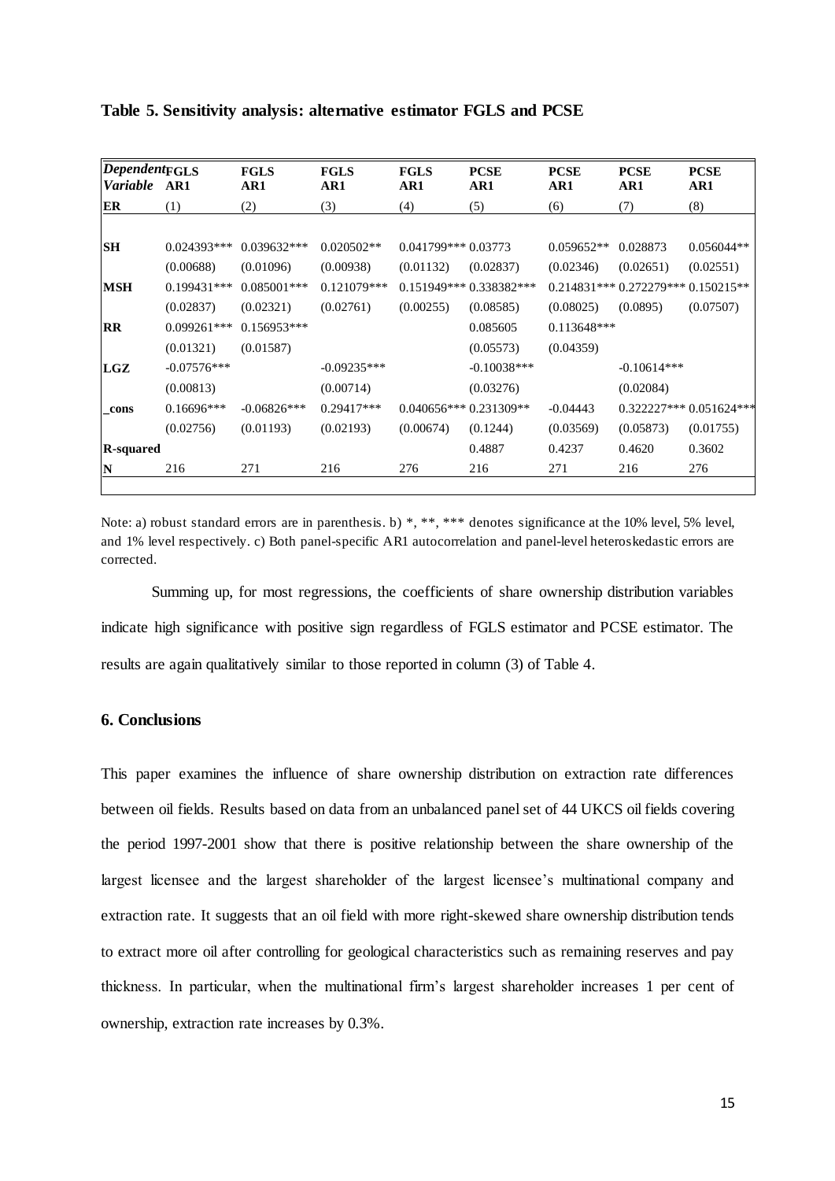**Table 5. Sensitivity analysis: alternative estimator FGLS and PCSE**

| *Dependent Variable* | FGLS AR1 | FGLS AR1 | FGLS AR1 | FGLS AR1 | PCSE AR1 | PCSE AR1 | PCSE AR1 | PCSE AR1 |
|---|---|---|---|---|---|---|---|---|
| **ER** | (1) | (2) | (3) | (4) | (5) | (6) | (7) | (8) |
| **SH** | 0.024393*** | 0.039632*** | 0.020502** | 0.041799*** | 0.03773 | 0.059652** | 0.028873 | 0.056044** |
| | (0.00688) | (0.01096) | (0.00938) | (0.01132) | (0.02837) | (0.02346) | (0.02651) | (0.02551) |
| **MSH** | 0.199431*** | 0.085001*** | 0.121079*** | 0.151949*** | 0.338382*** | 0.214831*** | 0.272279*** | 0.150215** |
| | (0.02837) | (0.02321) | (0.02761) | (0.00255) | (0.08585) | (0.08025) | (0.0895) | (0.07507) |
| **RR** | 0.099261*** | 0.156953*** | | | 0.085605 | 0.113648*** | | |
| | (0.01321) | (0.01587) | | | (0.05573) | (0.04359) | | |
| **LGZ** | -0.07576*** | | -0.09235*** | | -0.10038*** | | -0.10614*** | |
| | (0.00813) | | (0.00714) | | (0.03276) | | (0.02084) | |
| **_cons** | 0.16696*** | -0.06826*** | 0.29417*** | 0.040656*** | 0.231309** | -0.04443 | 0.322227*** | 0.051624*** |
| | (0.02756) | (0.01193) | (0.02193) | (0.00674) | (0.1244) | (0.03569) | (0.05873) | (0.01755) |
| **R-squared** | | | | | 0.4887 | 0.4237 | 0.4620 | 0.3602 |
| **N** | 216 | 271 | 216 | 276 | 216 | 271 | 216 | 276 |

Note: a) robust standard errors are in parenthesis. b) *, **, *** denotes significance at the 10% level, 5% level, and 1% level respectively. c) Both panel-specific AR1 autocorrelation and panel-level heteroskedastic errors are corrected.

Summing up, for most regressions, the coefficients of share ownership distribution variables indicate high significance with positive sign regardless of FGLS estimator and PCSE estimator. The results are again qualitatively similar to those reported in column (3) of Table 4.

## 6. Conclusions

This paper examines the influence of share ownership distribution on extraction rate differences between oil fields. Results based on data from an unbalanced panel set of 44 UKCS oil fields covering the period 1997-2001 show that there is positive relationship between the share ownership of the largest licensee and the largest shareholder of the largest licensee's multinational company and extraction rate. It suggests that an oil field with more right-skewed share ownership distribution tends to extract more oil after controlling for geological characteristics such as remaining reserves and pay thickness. In particular, when the multinational firm's largest shareholder increases 1 per cent of ownership, extraction rate increases by 0.3%.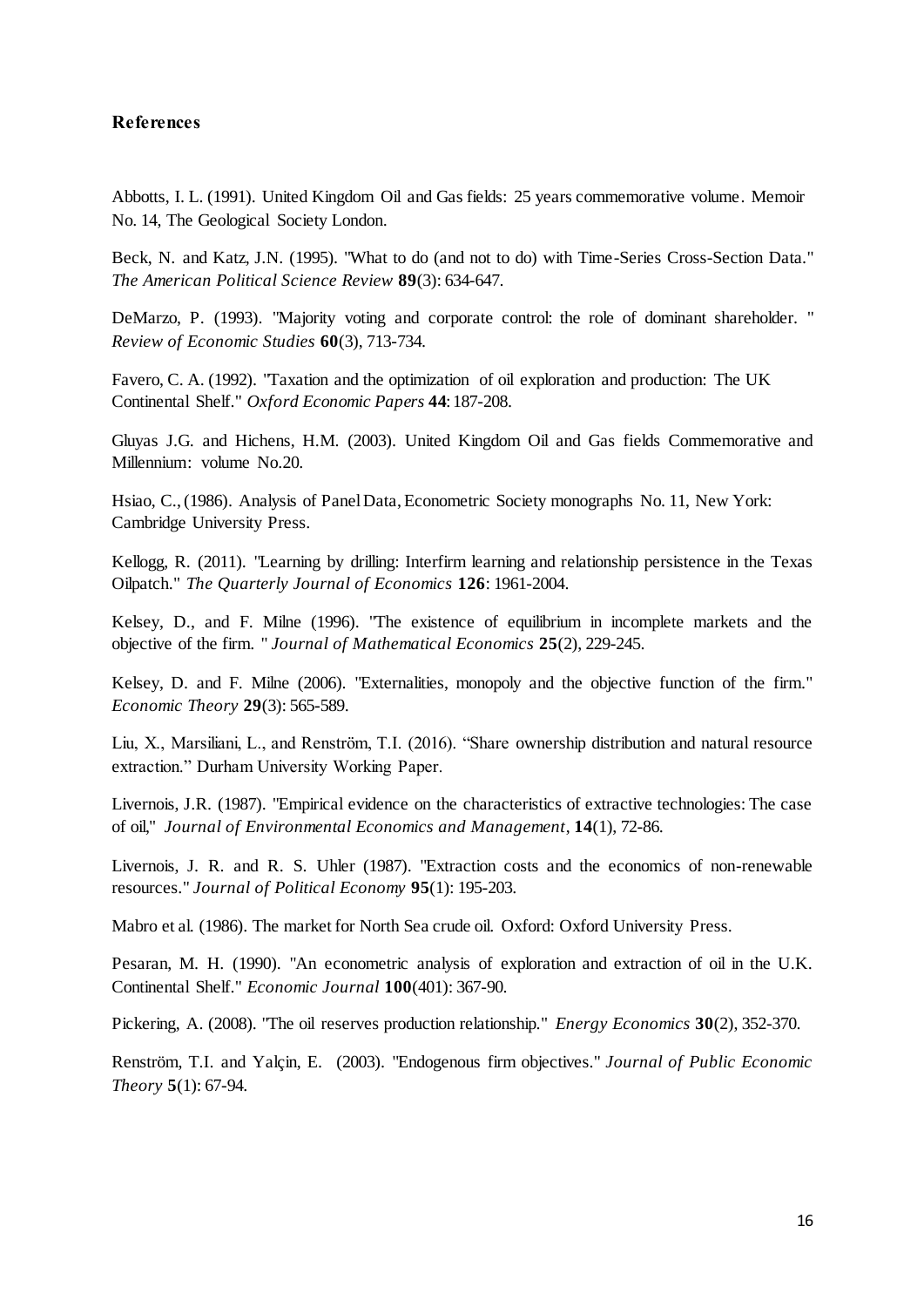## References

Abbotts, I. L. (1991). United Kingdom Oil and Gas fields: 25 years commemorative volume. Memoir No. 14, The Geological Society London.

Beck, N. and Katz, J.N. (1995). "What to do (and not to do) with Time-Series Cross-Section Data." *The American Political Science Review* **89**(3): 634-647.

DeMarzo, P. (1993). "Majority voting and corporate control: the role of dominant shareholder. " *Review of Economic Studies* **60**(3), 713-734.

Favero, C. A. (1992). "Taxation and the optimization of oil exploration and production: The UK Continental Shelf." *Oxford Economic Papers* **44**: 187-208.

Gluyas J.G. and Hichens, H.M. (2003). United Kingdom Oil and Gas fields Commemorative and Millennium: volume No.20.

Hsiao, C., (1986). Analysis of Panel Data, Econometric Society monographs No. 11, New York: Cambridge University Press.

Kellogg, R. (2011). "Learning by drilling: Interfirm learning and relationship persistence in the Texas Oilpatch." *The Quarterly Journal of Economics* **126**: 1961-2004.

Kelsey, D., and F. Milne (1996). "The existence of equilibrium in incomplete markets and the objective of the firm. " *Journal of Mathematical Economics* **25**(2), 229-245.

Kelsey, D. and F. Milne (2006). "Externalities, monopoly and the objective function of the firm." *Economic Theory* **29**(3): 565-589.

Liu, X., Marsiliani, L., and Renström, T.I. (2016). "Share ownership distribution and natural resource extraction." Durham University Working Paper.

Livernois, J.R. (1987). "Empirical evidence on the characteristics of extractive technologies: The case of oil," *Journal of Environmental Economics and Management*, **14**(1), 72-86.

Livernois, J. R. and R. S. Uhler (1987). "Extraction costs and the economics of non-renewable resources." *Journal of Political Economy* **95**(1): 195-203.

Mabro et al. (1986). The market for North Sea crude oil. Oxford: Oxford University Press.

Pesaran, M. H. (1990). "An econometric analysis of exploration and extraction of oil in the U.K. Continental Shelf." *Economic Journal* **100**(401): 367-90.

Pickering, A. (2008). "The oil reserves production relationship." *Energy Economics* **30**(2), 352-370.

Renström, T.I. and Yalçin, E. (2003). "Endogenous firm objectives." *Journal of Public Economic Theory* **5**(1): 67-94.